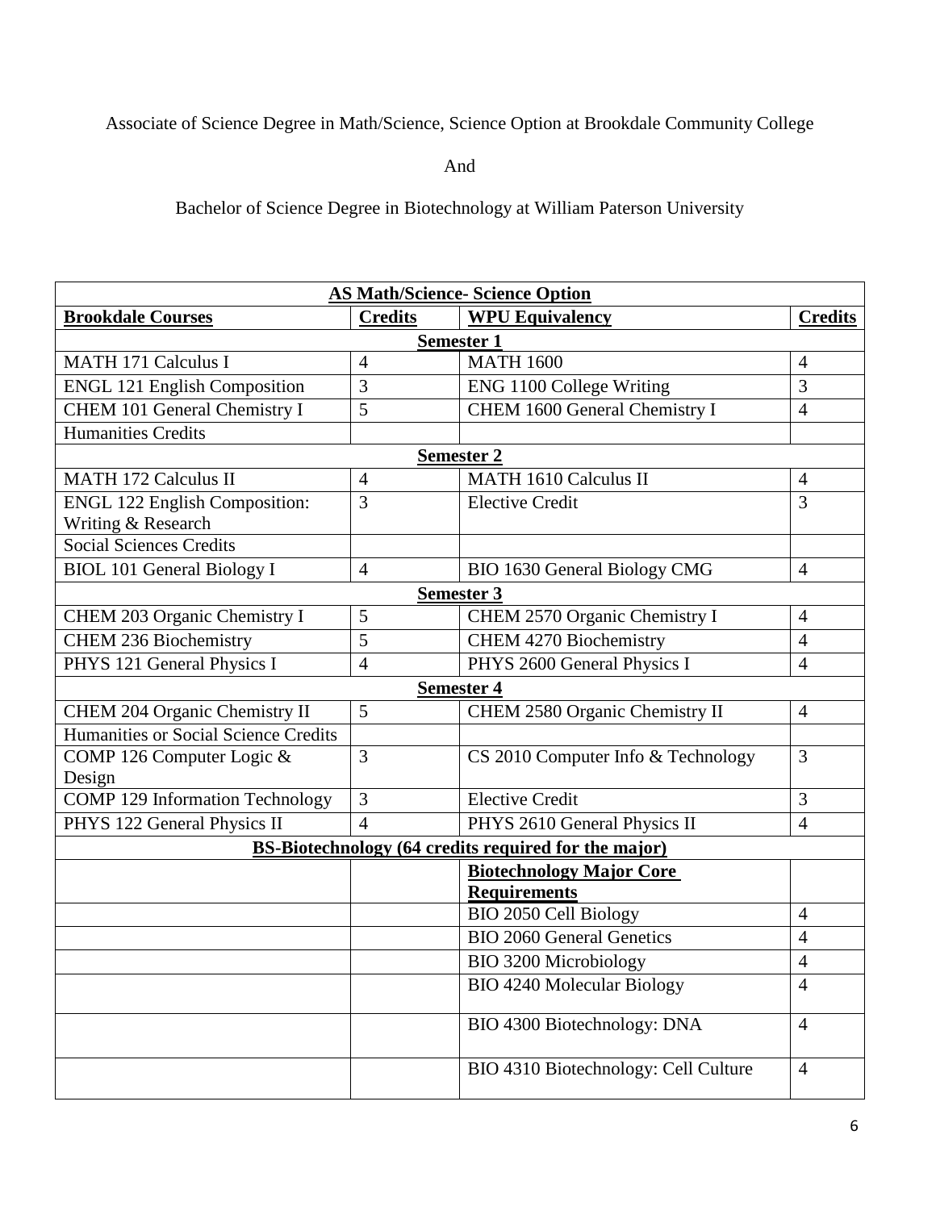Associate of Science Degree in Math/Science, Science Option at Brookdale Community College

And

Bachelor of Science Degree in Biotechnology at William Paterson University

| **AS Math/Science- Science Option** | | | |
|---|---|---|---|
| **Brookdale Courses** | **Credits** | **WPU Equivalency** | **Credits** |
| **Semester 1** | | | |
| MATH 171 Calculus I | 4 | MATH 1600 | 4 |
| ENGL 121 English Composition | 3 | ENG 1100 College Writing | 3 |
| CHEM 101 General Chemistry I | 5 | CHEM 1600 General Chemistry I | 4 |
| Humanities Credits | | | |
| **Semester 2** | | | |
| MATH 172 Calculus II | 4 | MATH 1610 Calculus II | 4 |
| ENGL 122 English Composition: Writing & Research | 3 | Elective Credit | 3 |
| Social Sciences Credits | | | |
| BIOL 101 General Biology I | 4 | BIO 1630 General Biology CMG | 4 |
| **Semester 3** | | | |
| CHEM 203 Organic Chemistry I | 5 | CHEM 2570 Organic Chemistry I | 4 |
| CHEM 236 Biochemistry | 5 | CHEM 4270 Biochemistry | 4 |
| PHYS 121 General Physics I | 4 | PHYS 2600 General Physics I | 4 |
| **Semester 4** | | | |
| CHEM 204 Organic Chemistry II | 5 | CHEM 2580 Organic Chemistry II | 4 |
| Humanities or Social Science Credits | | | |
| COMP 126 Computer Logic & Design | 3 | CS 2010 Computer Info & Technology | 3 |
| COMP 129 Information Technology | 3 | Elective Credit | 3 |
| PHYS 122 General Physics II | 4 | PHYS 2610 General Physics II | 4 |
| **BS-Biotechnology (64 credits required for the major)** | | | |
| | | **Biotechnology Major Core Requirements** | |
| | | BIO 2050 Cell Biology | 4 |
| | | BIO 2060 General Genetics | 4 |
| | | BIO 3200 Microbiology | 4 |
| | | BIO 4240 Molecular Biology | 4 |
| | | BIO 4300 Biotechnology: DNA | 4 |
| | | BIO 4310 Biotechnology: Cell Culture | 4 |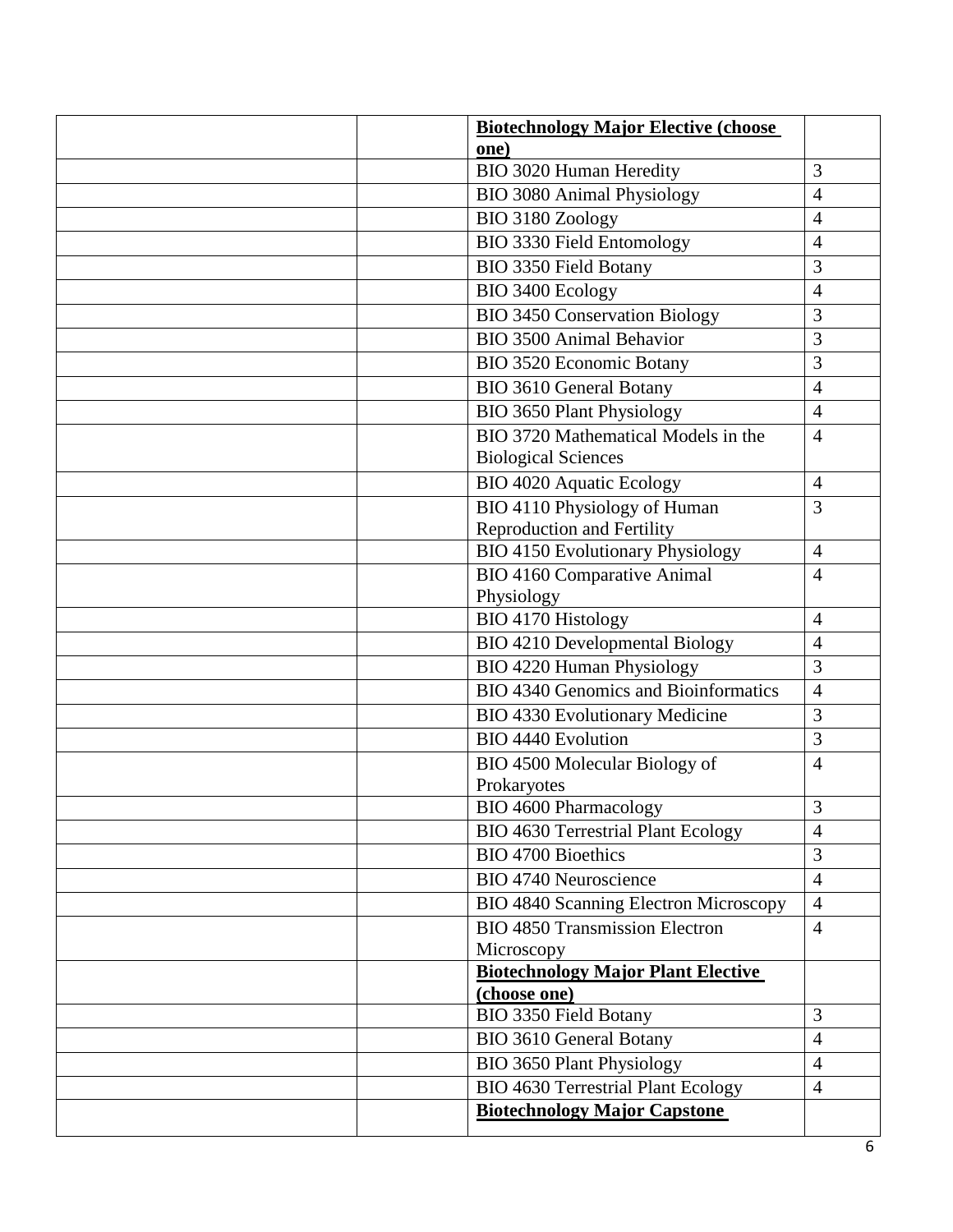| | | | |
|---|---|---|---|
| | | **Biotechnology Major Elective (choose one)** | |
| | | BIO 3020 Human Heredity | 3 |
| | | BIO 3080 Animal Physiology | 4 |
| | | BIO 3180 Zoology | 4 |
| | | BIO 3330 Field Entomology | 4 |
| | | BIO 3350 Field Botany | 3 |
| | | BIO 3400 Ecology | 4 |
| | | BIO 3450 Conservation Biology | 3 |
| | | BIO 3500 Animal Behavior | 3 |
| | | BIO 3520 Economic Botany | 3 |
| | | BIO 3610 General Botany | 4 |
| | | BIO 3650 Plant Physiology | 4 |
| | | BIO 3720 Mathematical Models in the Biological Sciences | 4 |
| | | BIO 4020 Aquatic Ecology | 4 |
| | | BIO 4110 Physiology of Human Reproduction and Fertility | 3 |
| | | BIO 4150 Evolutionary Physiology | 4 |
| | | BIO 4160 Comparative Animal Physiology | 4 |
| | | BIO 4170 Histology | 4 |
| | | BIO 4210 Developmental Biology | 4 |
| | | BIO 4220 Human Physiology | 3 |
| | | BIO 4340 Genomics and Bioinformatics | 4 |
| | | BIO 4330 Evolutionary Medicine | 3 |
| | | BIO 4440 Evolution | 3 |
| | | BIO 4500 Molecular Biology of Prokaryotes | 4 |
| | | BIO 4600 Pharmacology | 3 |
| | | BIO 4630 Terrestrial Plant Ecology | 4 |
| | | BIO 4700 Bioethics | 3 |
| | | BIO 4740 Neuroscience | 4 |
| | | BIO 4840 Scanning Electron Microscopy | 4 |
| | | BIO 4850 Transmission Electron Microscopy | 4 |
| | | **Biotechnology Major Plant Elective (choose one)** | |
| | | BIO 3350 Field Botany | 3 |
| | | BIO 3610 General Botany | 4 |
| | | BIO 3650 Plant Physiology | 4 |
| | | BIO 4630 Terrestrial Plant Ecology | 4 |
| | | **Biotechnology Major Capstone** | |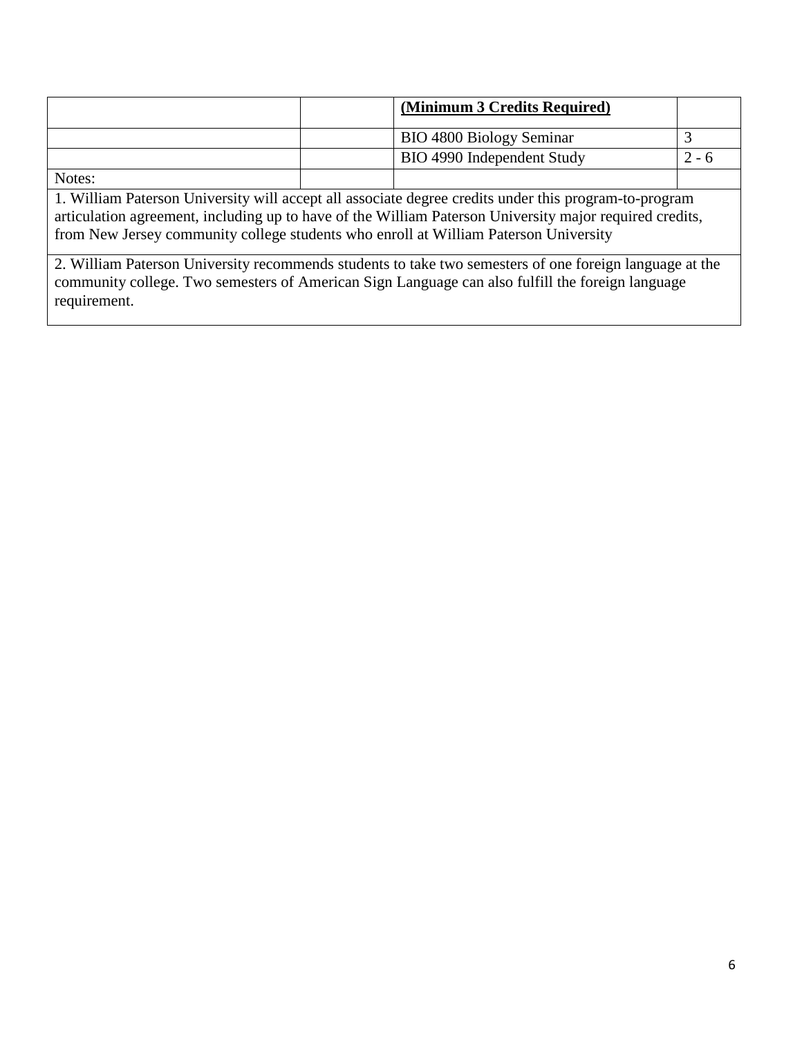| | | | |
|---|---|---|---|
| | | **(Minimum 3 Credits Required)** | |
| | | BIO 4800 Biology Seminar | 3 |
| | | BIO 4990 Independent Study | 2 - 6 |
| Notes: | | | |

1. William Paterson University will accept all associate degree credits under this program-to-program articulation agreement, including up to have of the William Paterson University major required credits, from New Jersey community college students who enroll at William Paterson University

2. William Paterson University recommends students to take two semesters of one foreign language at the community college. Two semesters of American Sign Language can also fulfill the foreign language requirement.